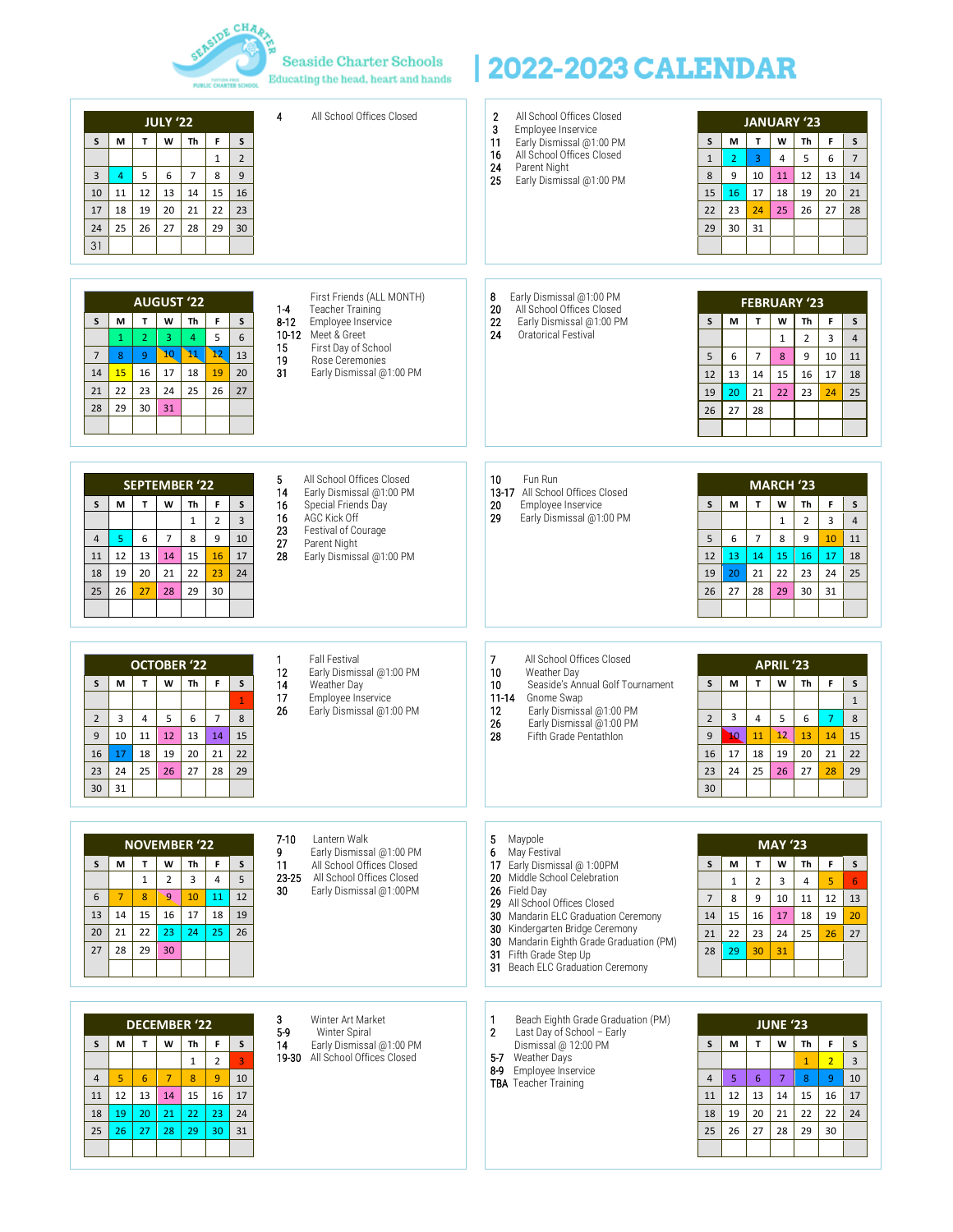# Seaside Charter Schools

Educating the head, heart and hands

# 2022-2023 CALENDAR

## JULY '22

| S | M | T | W | Th | F | S |
|---|---|---|---|---|---|---|
| | | | | | 1 | 2 |
| 3 | 4 | 5 | 6 | 7 | 8 | 9 |
| 10 | 11 | 12 | 13 | 14 | 15 | 16 |
| 17 | 18 | 19 | 20 | 21 | 22 | 23 |
| 24 | 25 | 26 | 27 | 28 | 29 | 30 |
| 31 | | | | | | |

4 All School Offices Closed

## AUGUST '22

| S | M | T | W | Th | F | S |
|---|---|---|---|---|---|---|
| | 1 | 2 | 3 | 4 | 5 | 6 |
| 7 | 8 | 9 | 10 | 11 | 12 | 13 |
| 14 | 15 | 16 | 17 | 18 | 19 | 20 |
| 21 | 22 | 23 | 24 | 25 | 26 | 27 |
| 28 | 29 | 30 | 31 | | | |

First Friends (ALL MONTH)
1-4 Teacher Training
8-12 Employee Inservice
10-12 Meet & Greet
15 First Day of School
19 Rose Ceremonies
31 Early Dismissal @1:00 PM

## SEPTEMBER '22

| S | M | T | W | Th | F | S |
|---|---|---|---|---|---|---|
| | | | | 1 | 2 | 3 |
| 4 | 5 | 6 | 7 | 8 | 9 | 10 |
| 11 | 12 | 13 | 14 | 15 | 16 | 17 |
| 18 | 19 | 20 | 21 | 22 | 23 | 24 |
| 25 | 26 | 27 | 28 | 29 | 30 | |

5 All School Offices Closed
14 Early Dismissal @1:00 PM
16 Special Friends Day
16 AGC Kick Off
23 Festival of Courage
27 Parent Night
28 Early Dismissal @1:00 PM

## OCTOBER '22

| S | M | T | W | Th | F | S |
|---|---|---|---|---|---|---|
| | | | | | | 1 |
| 2 | 3 | 4 | 5 | 6 | 7 | 8 |
| 9 | 10 | 11 | 12 | 13 | 14 | 15 |
| 16 | 17 | 18 | 19 | 20 | 21 | 22 |
| 23 | 24 | 25 | 26 | 27 | 28 | 29 |
| 30 | 31 | | | | | |

1 Fall Festival
12 Early Dismissal @1:00 PM
14 Weather Day
17 Employee Inservice
26 Early Dismissal @1:00 PM

## NOVEMBER '22

| S | M | T | W | Th | F | S |
|---|---|---|---|---|---|---|
| | | 1 | 2 | 3 | 4 | 5 |
| 6 | 7 | 8 | 9 | 10 | 11 | 12 |
| 13 | 14 | 15 | 16 | 17 | 18 | 19 |
| 20 | 21 | 22 | 23 | 24 | 25 | 26 |
| 27 | 28 | 29 | 30 | | | |

7-10 Lantern Walk
9 Early Dismissal @1:00 PM
11 All School Offices Closed
23-25 All School Offices Closed
30 Early Dismissal @1:00PM

## DECEMBER '22

| S | M | T | W | Th | F | S |
|---|---|---|---|---|---|---|
| | | | | 1 | 2 | 3 |
| 4 | 5 | 6 | 7 | 8 | 9 | 10 |
| 11 | 12 | 13 | 14 | 15 | 16 | 17 |
| 18 | 19 | 20 | 21 | 22 | 23 | 24 |
| 25 | 26 | 27 | 28 | 29 | 30 | 31 |

3 Winter Art Market
5-9 Winter Spiral
14 Early Dismissal @1:00 PM
19-30 All School Offices Closed

## JANUARY '23

| S | M | T | W | Th | F | S |
|---|---|---|---|---|---|---|
| 1 | 2 | 3 | 4 | 5 | 6 | 7 |
| 8 | 9 | 10 | 11 | 12 | 13 | 14 |
| 15 | 16 | 17 | 18 | 19 | 20 | 21 |
| 22 | 23 | 24 | 25 | 26 | 27 | 28 |
| 29 | 30 | 31 | | | | |

2 All School Offices Closed
3 Employee Inservice
11 Early Dismissal @1:00 PM
16 All School Offices Closed
24 Parent Night
25 Early Dismissal @1:00 PM

## FEBRUARY '23

| S | M | T | W | Th | F | S |
|---|---|---|---|---|---|---|
| | | | 1 | 2 | 3 | 4 |
| 5 | 6 | 7 | 8 | 9 | 10 | 11 |
| 12 | 13 | 14 | 15 | 16 | 17 | 18 |
| 19 | 20 | 21 | 22 | 23 | 24 | 25 |
| 26 | 27 | 28 | | | | |

8 Early Dismissal @1:00 PM
20 All School Offices Closed
22 Early Dismissal @1:00 PM
24 Oratorical Festival

## MARCH '23

| S | M | T | W | Th | F | S |
|---|---|---|---|---|---|---|
| | | | 1 | 2 | 3 | 4 |
| 5 | 6 | 7 | 8 | 9 | 10 | 11 |
| 12 | 13 | 14 | 15 | 16 | 17 | 18 |
| 19 | 20 | 21 | 22 | 23 | 24 | 25 |
| 26 | 27 | 28 | 29 | 30 | 31 | |

10 Fun Run
13-17 All School Offices Closed
20 Employee Inservice
29 Early Dismissal @1:00 PM

## APRIL '23

| S | M | T | W | Th | F | S |
|---|---|---|---|---|---|---|
| | | | | | | 1 |
| 2 | 3 | 4 | 5 | 6 | 7 | 8 |
| 9 | 10 | 11 | 12 | 13 | 14 | 15 |
| 16 | 17 | 18 | 19 | 20 | 21 | 22 |
| 23 | 24 | 25 | 26 | 27 | 28 | 29 |
| 30 | | | | | | |

7 All School Offices Closed
10 Weather Day
10 Seaside's Annual Golf Tournament
11-14 Gnome Swap
12 Early Dismissal @1:00 PM
26 Early Dismissal @1:00 PM
28 Fifth Grade Pentathlon

## MAY '23

| S | M | T | W | Th | F | S |
|---|---|---|---|---|---|---|
| | 1 | 2 | 3 | 4 | 5 | 6 |
| 7 | 8 | 9 | 10 | 11 | 12 | 13 |
| 14 | 15 | 16 | 17 | 18 | 19 | 20 |
| 21 | 22 | 23 | 24 | 25 | 26 | 27 |
| 28 | 29 | 30 | 31 | | | |

5 Maypole
6 May Festival
17 Early Dismissal @ 1:00PM
20 Middle School Celebration
26 Field Day
29 All School Offices Closed
30 Mandarin ELC Graduation Ceremony
30 Kindergarten Bridge Ceremony
30 Mandarin Eighth Grade Graduation (PM)
31 Fifth Grade Step Up
31 Beach ELC Graduation Ceremony

## JUNE '23

| S | M | T | W | Th | F | S |
|---|---|---|---|---|---|---|
| | | | | 1 | 2 | 3 |
| 4 | 5 | 6 | 7 | 8 | 9 | 10 |
| 11 | 12 | 13 | 14 | 15 | 16 | 17 |
| 18 | 19 | 20 | 21 | 22 | 22 | 24 |
| 25 | 26 | 27 | 28 | 29 | 30 | |

1 Beach Eighth Grade Graduation (PM)
2 Last Day of School – Early Dismissal @ 12:00 PM
5-7 Weather Days
8-9 Employee Inservice
TBA Teacher Training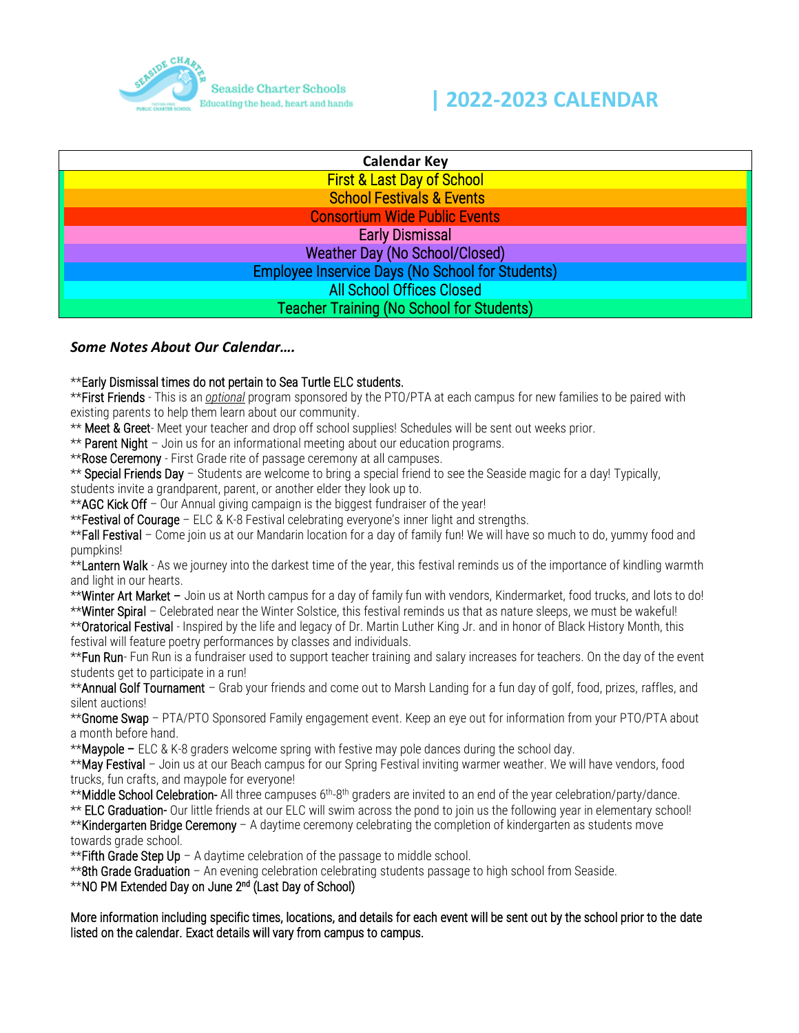Seaside Charter Schools

Educating the head, heart and hands

# | 2022-2023 CALENDAR

| Calendar Key |
| --- |
| First & Last Day of School |
| School Festivals & Events |
| Consortium Wide Public Events |
| Early Dismissal |
| Weather Day (No School/Closed) |
| Employee Inservice Days (No School for Students) |
| All School Offices Closed |
| Teacher Training (No School for Students) |

***Some Notes About Our Calendar….***

**Early Dismissal times do not pertain to Sea Turtle ELC students.
**First Friends - This is an *optional* program sponsored by the PTO/PTA at each campus for new families to be paired with existing parents to help them learn about our community.
** Meet & Greet- Meet your teacher and drop off school supplies! Schedules will be sent out weeks prior.
** Parent Night – Join us for an informational meeting about our education programs.
**Rose Ceremony - First Grade rite of passage ceremony at all campuses.
** Special Friends Day – Students are welcome to bring a special friend to see the Seaside magic for a day! Typically, students invite a grandparent, parent, or another elder they look up to.
**AGC Kick Off – Our Annual giving campaign is the biggest fundraiser of the year!
**Festival of Courage – ELC & K-8 Festival celebrating everyone's inner light and strengths.
**Fall Festival – Come join us at our Mandarin location for a day of family fun! We will have so much to do, yummy food and pumpkins!
**Lantern Walk - As we journey into the darkest time of the year, this festival reminds us of the importance of kindling warmth and light in our hearts.
**Winter Art Market – Join us at North campus for a day of family fun with vendors, Kindermarket, food trucks, and lots to do!
**Winter Spiral – Celebrated near the Winter Solstice, this festival reminds us that as nature sleeps, we must be wakeful!
**Oratorical Festival - Inspired by the life and legacy of Dr. Martin Luther King Jr. and in honor of Black History Month, this festival will feature poetry performances by classes and individuals.
**Fun Run- Fun Run is a fundraiser used to support teacher training and salary increases for teachers. On the day of the event students get to participate in a run!
**Annual Golf Tournament – Grab your friends and come out to Marsh Landing for a fun day of golf, food, prizes, raffles, and silent auctions!
**Gnome Swap – PTA/PTO Sponsored Family engagement event. Keep an eye out for information from your PTO/PTA about a month before hand.
**Maypole – ELC & K-8 graders welcome spring with festive may pole dances during the school day.
**May Festival – Join us at our Beach campus for our Spring Festival inviting warmer weather. We will have vendors, food trucks, fun crafts, and maypole for everyone!
**Middle School Celebration- All three campuses 6th-8th graders are invited to an end of the year celebration/party/dance.
** ELC Graduation- Our little friends at our ELC will swim across the pond to join us the following year in elementary school!
**Kindergarten Bridge Ceremony – A daytime ceremony celebrating the completion of kindergarten as students move towards grade school.
**Fifth Grade Step Up – A daytime celebration of the passage to middle school.
**8th Grade Graduation – An evening celebration celebrating students passage to high school from Seaside.
**NO PM Extended Day on June 2nd (Last Day of School)

More information including specific times, locations, and details for each event will be sent out by the school prior to the date listed on the calendar. Exact details will vary from campus to campus.